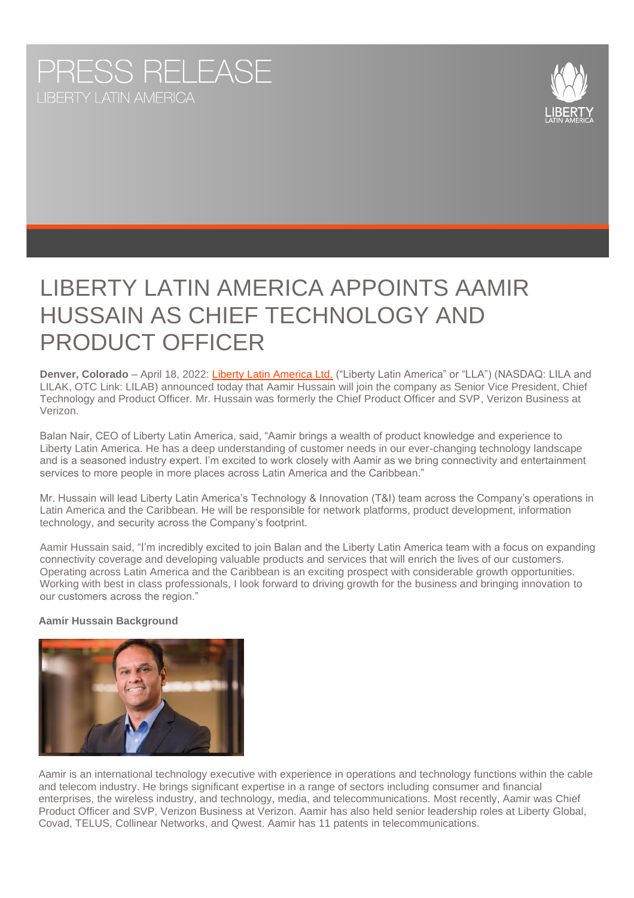# PRESS RELEASE

LIBERTY LATIN AMERICA

# LIBERTY LATIN AMERICA APPOINTS AAMIR HUSSAIN AS CHIEF TECHNOLOGY AND PRODUCT OFFICER

**Denver, Colorado** – April 18, 2022: Liberty Latin America Ltd. ("Liberty Latin America" or "LLA") (NASDAQ: LILA and LILAK, OTC Link: LILAB) announced today that Aamir Hussain will join the company as Senior Vice President, Chief Technology and Product Officer. Mr. Hussain was formerly the Chief Product Officer and SVP, Verizon Business at Verizon.

Balan Nair, CEO of Liberty Latin America, said, "Aamir brings a wealth of product knowledge and experience to Liberty Latin America. He has a deep understanding of customer needs in our ever-changing technology landscape and is a seasoned industry expert. I'm excited to work closely with Aamir as we bring connectivity and entertainment services to more people in more places across Latin America and the Caribbean."

Mr. Hussain will lead Liberty Latin America's Technology & Innovation (T&I) team across the Company's operations in Latin America and the Caribbean. He will be responsible for network platforms, product development, information technology, and security across the Company's footprint.

Aamir Hussain said, "I'm incredibly excited to join Balan and the Liberty Latin America team with a focus on expanding connectivity coverage and developing valuable products and services that will enrich the lives of our customers. Operating across Latin America and the Caribbean is an exciting prospect with considerable growth opportunities. Working with best in class professionals, I look forward to driving growth for the business and bringing innovation to our customers across the region."

**Aamir Hussain Background**

Aamir is an international technology executive with experience in operations and technology functions within the cable and telecom industry. He brings significant expertise in a range of sectors including consumer and financial enterprises, the wireless industry, and technology, media, and telecommunications. Most recently, Aamir was Chief Product Officer and SVP, Verizon Business at Verizon. Aamir has also held senior leadership roles at Liberty Global, Covad, TELUS, Collinear Networks, and Qwest. Aamir has 11 patents in telecommunications.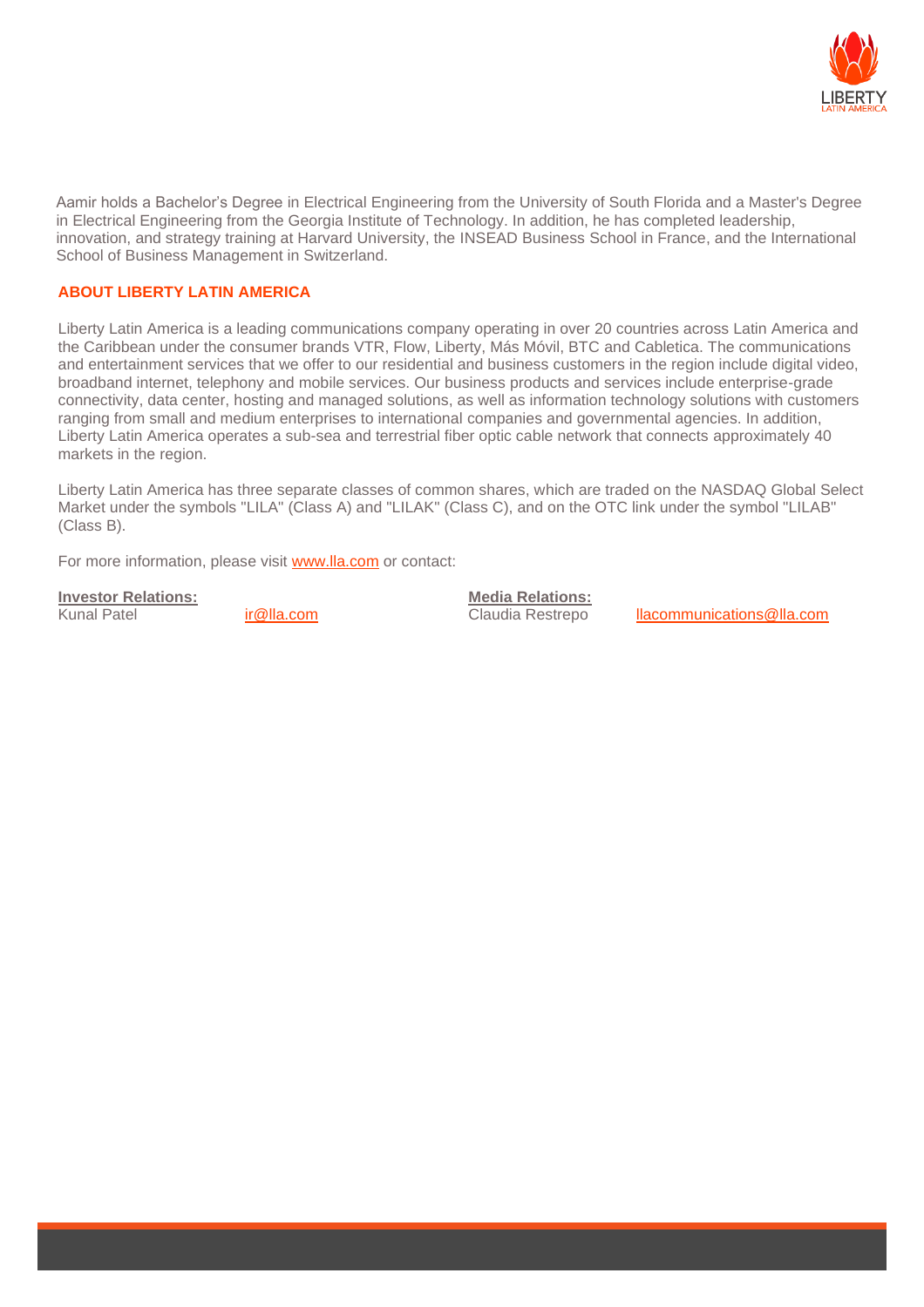Aamir holds a Bachelor's Degree in Electrical Engineering from the University of South Florida and a Master's Degree in Electrical Engineering from the Georgia Institute of Technology. In addition, he has completed leadership, innovation, and strategy training at Harvard University, the INSEAD Business School in France, and the International School of Business Management in Switzerland.

## ABOUT LIBERTY LATIN AMERICA

Liberty Latin America is a leading communications company operating in over 20 countries across Latin America and the Caribbean under the consumer brands VTR, Flow, Liberty, Más Móvil, BTC and Cabletica. The communications and entertainment services that we offer to our residential and business customers in the region include digital video, broadband internet, telephony and mobile services. Our business products and services include enterprise-grade connectivity, data center, hosting and managed solutions, as well as information technology solutions with customers ranging from small and medium enterprises to international companies and governmental agencies. In addition, Liberty Latin America operates a sub-sea and terrestrial fiber optic cable network that connects approximately 40 markets in the region.

Liberty Latin America has three separate classes of common shares, which are traded on the NASDAQ Global Select Market under the symbols "LILA" (Class A) and "LILAK" (Class C), and on the OTC link under the symbol "LILAB" (Class B).

For more information, please visit www.lla.com or contact:

**Investor Relations:**
Kunal Patel ir@lla.com

**Media Relations:**
Claudia Restrepo llacommunications@lla.com